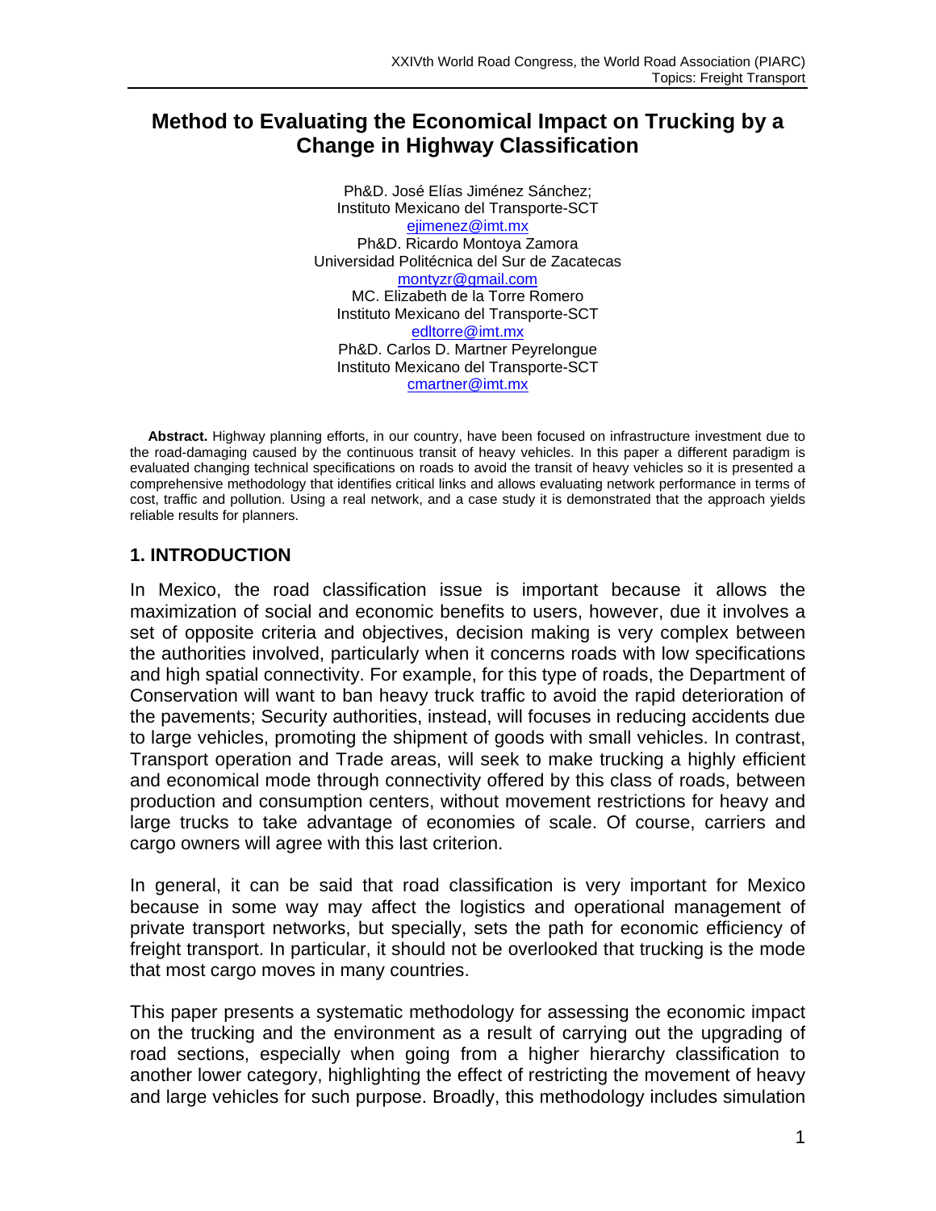# Method to Evaluating the Economical Impact on Trucking by a Change in Highway Classification

Ph&D. José Elías Jiménez Sánchez;
Instituto Mexicano del Transporte-SCT
ejimenez@imt.mx
Ph&D. Ricardo Montoya Zamora
Universidad Politécnica del Sur de Zacatecas
montyzr@gmail.com
MC. Elizabeth de la Torre Romero
Instituto Mexicano del Transporte-SCT
edltorre@imt.mx
Ph&D. Carlos D. Martner Peyrelongue
Instituto Mexicano del Transporte-SCT
cmartner@imt.mx

**Abstract.** Highway planning efforts, in our country, have been focused on infrastructure investment due to the road-damaging caused by the continuous transit of heavy vehicles. In this paper a different paradigm is evaluated changing technical specifications on roads to avoid the transit of heavy vehicles so it is presented a comprehensive methodology that identifies critical links and allows evaluating network performance in terms of cost, traffic and pollution. Using a real network, and a case study it is demonstrated that the approach yields reliable results for planners.

## 1. INTRODUCTION

In Mexico, the road classification issue is important because it allows the maximization of social and economic benefits to users, however, due it involves a set of opposite criteria and objectives, decision making is very complex between the authorities involved, particularly when it concerns roads with low specifications and high spatial connectivity. For example, for this type of roads, the Department of Conservation will want to ban heavy truck traffic to avoid the rapid deterioration of the pavements; Security authorities, instead, will focuses in reducing accidents due to large vehicles, promoting the shipment of goods with small vehicles. In contrast, Transport operation and Trade areas, will seek to make trucking a highly efficient and economical mode through connectivity offered by this class of roads, between production and consumption centers, without movement restrictions for heavy and large trucks to take advantage of economies of scale. Of course, carriers and cargo owners will agree with this last criterion.

In general, it can be said that road classification is very important for Mexico because in some way may affect the logistics and operational management of private transport networks, but specially, sets the path for economic efficiency of freight transport. In particular, it should not be overlooked that trucking is the mode that most cargo moves in many countries.

This paper presents a systematic methodology for assessing the economic impact on the trucking and the environment as a result of carrying out the upgrading of road sections, especially when going from a higher hierarchy classification to another lower category, highlighting the effect of restricting the movement of heavy and large vehicles for such purpose. Broadly, this methodology includes simulation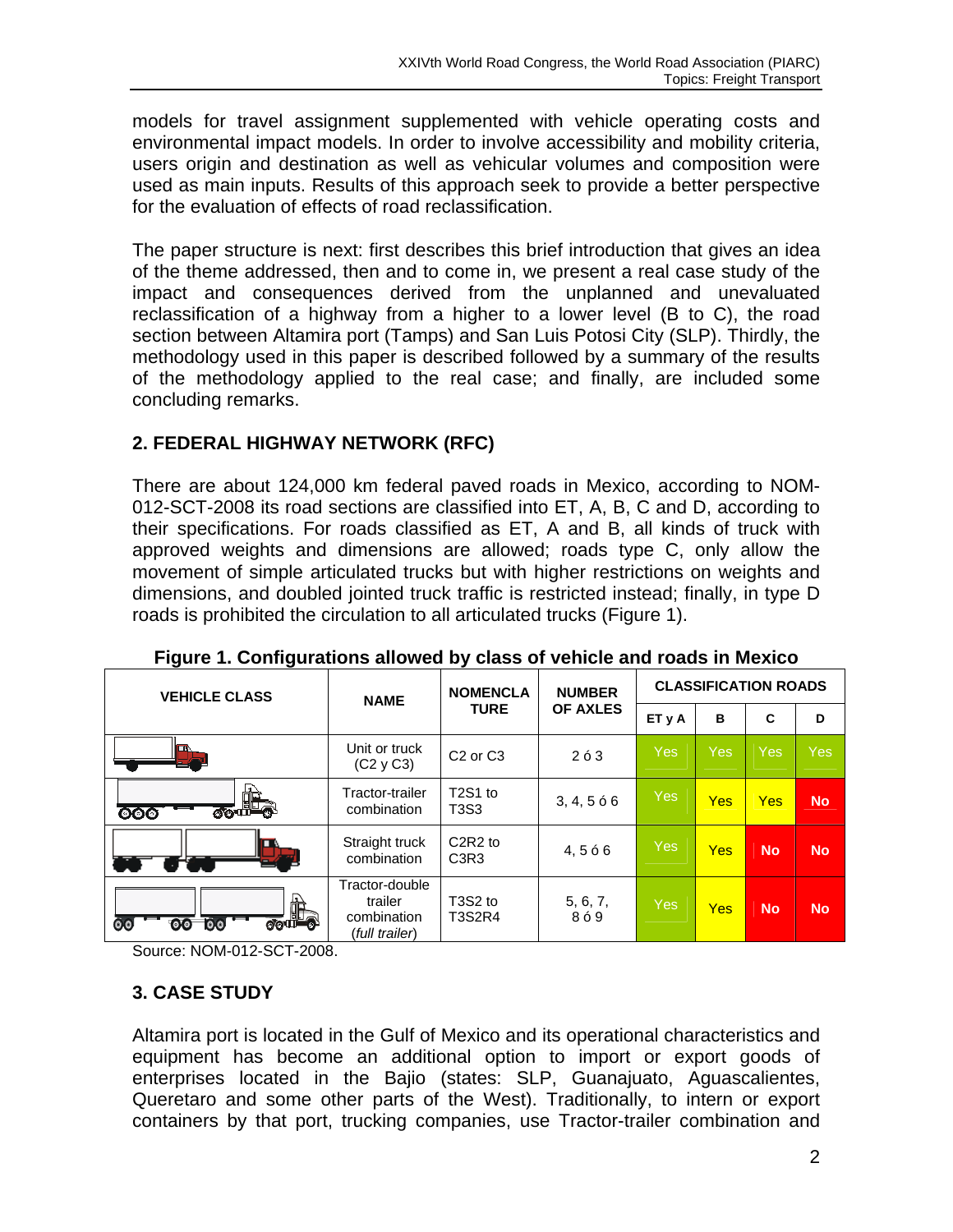models for travel assignment supplemented with vehicle operating costs and environmental impact models. In order to involve accessibility and mobility criteria, users origin and destination as well as vehicular volumes and composition were used as main inputs. Results of this approach seek to provide a better perspective for the evaluation of effects of road reclassification.

The paper structure is next: first describes this brief introduction that gives an idea of the theme addressed, then and to come in, we present a real case study of the impact and consequences derived from the unplanned and unevaluated reclassification of a highway from a higher to a lower level (B to C), the road section between Altamira port (Tamps) and San Luis Potosi City (SLP). Thirdly, the methodology used in this paper is described followed by a summary of the results of the methodology applied to the real case; and finally, are included some concluding remarks.

## 2. FEDERAL HIGHWAY NETWORK (RFC)

There are about 124,000 km federal paved roads in Mexico, according to NOM-012-SCT-2008 its road sections are classified into ET, A, B, C and D, according to their specifications. For roads classified as ET, A and B, all kinds of truck with approved weights and dimensions are allowed; roads type C, only allow the movement of simple articulated trucks but with higher restrictions on weights and dimensions, and doubled jointed truck traffic is restricted instead; finally, in type D roads is prohibited the circulation to all articulated trucks (Figure 1).

**Figure 1. Configurations allowed by class of vehicle and roads in Mexico**

| VEHICLE CLASS | NAME | NOMENCLATURE | NUMBER OF AXLES | CLASSIFICATION ROADS | | | |
|---|---|---|---|---|---|---|---|
| | | | | ET y A | B | C | D |
| | Unit or truck (C2 y C3) | C2 or C3 | 2 ó 3 | Yes | Yes | Yes | Yes |
| | Tractor-trailer combination | T2S1 to T3S3 | 3, 4, 5 ó 6 | Yes | Yes | Yes | No |
| | Straight truck combination | C2R2 to C3R3 | 4, 5 ó 6 | Yes | Yes | No | No |
| | Tractor-double trailer combination (*full trailer*) | T3S2 to T3S2R4 | 5, 6, 7, 8 ó 9 | Yes | Yes | No | No |

Source: NOM-012-SCT-2008.

## 3. CASE STUDY

Altamira port is located in the Gulf of Mexico and its operational characteristics and equipment has become an additional option to import or export goods of enterprises located in the Bajio (states: SLP, Guanajuato, Aguascalientes, Queretaro and some other parts of the West). Traditionally, to intern or export containers by that port, trucking companies, use Tractor-trailer combination and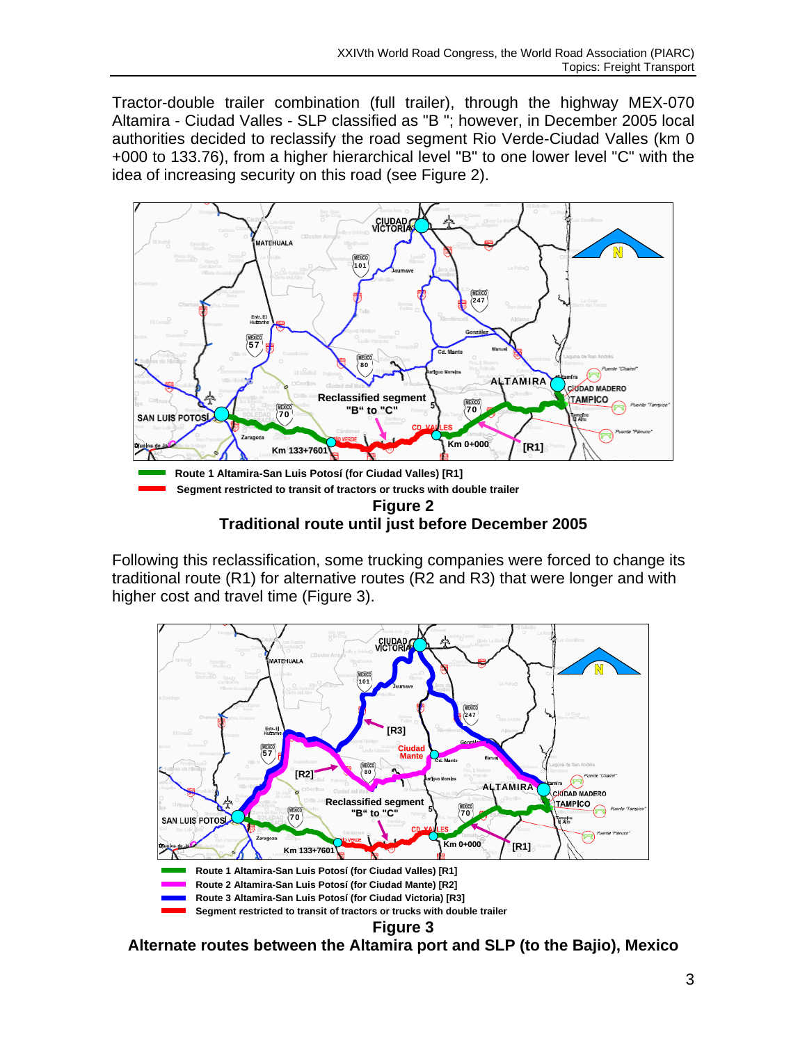Tractor-double trailer combination (full trailer), through the highway MEX-070 Altamira - Ciudad Valles - SLP classified as "B "; however, in December 2005 local authorities decided to reclassify the road segment Rio Verde-Ciudad Valles (km 0 +000 to 133.76), from a higher hierarchical level "B" to one lower level "C" with the idea of increasing security on this road (see Figure 2).

Route 1 Altamira-San Luis Potosí (for Ciudad Valles) [R1]

Segment restricted to transit of tractors or trucks with double trailer

**Figure 2**

**Traditional route until just before December 2005**

Following this reclassification, some trucking companies were forced to change its traditional route (R1) for alternative routes (R2 and R3) that were longer and with higher cost and travel time (Figure 3).

Route 1 Altamira-San Luis Potosí (for Ciudad Valles) [R1]

Route 2 Altamira-San Luis Potosí (for Ciudad Mante) [R2]

Route 3 Altamira-San Luis Potosí (for Ciudad Victoria) [R3]

Segment restricted to transit of tractors or trucks with double trailer

**Figure 3**

**Alternate routes between the Altamira port and SLP (to the Bajio), Mexico**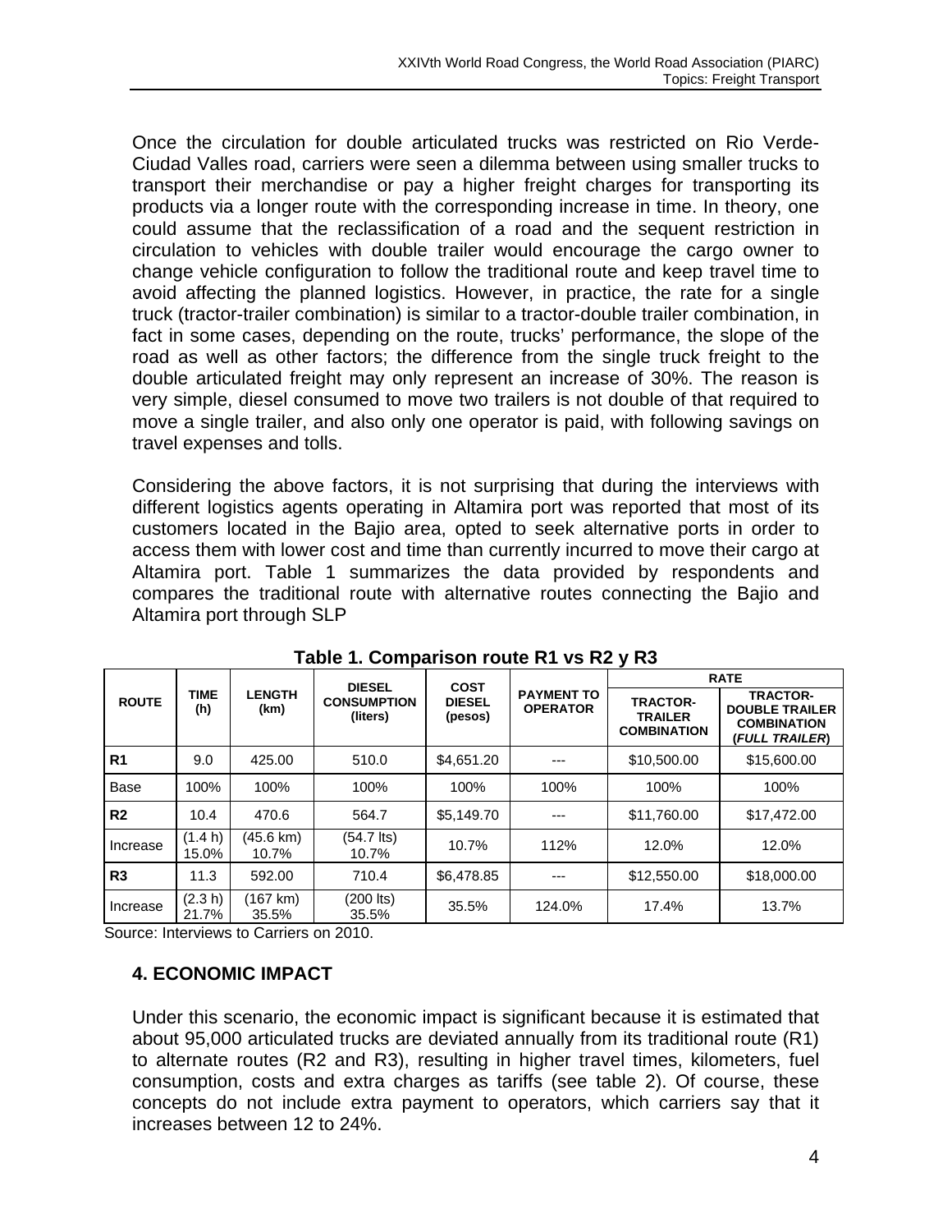Once the circulation for double articulated trucks was restricted on Rio Verde-Ciudad Valles road, carriers were seen a dilemma between using smaller trucks to transport their merchandise or pay a higher freight charges for transporting its products via a longer route with the corresponding increase in time. In theory, one could assume that the reclassification of a road and the sequent restriction in circulation to vehicles with double trailer would encourage the cargo owner to change vehicle configuration to follow the traditional route and keep travel time to avoid affecting the planned logistics. However, in practice, the rate for a single truck (tractor-trailer combination) is similar to a tractor-double trailer combination, in fact in some cases, depending on the route, trucks' performance, the slope of the road as well as other factors; the difference from the single truck freight to the double articulated freight may only represent an increase of 30%. The reason is very simple, diesel consumed to move two trailers is not double of that required to move a single trailer, and also only one operator is paid, with following savings on travel expenses and tolls.

Considering the above factors, it is not surprising that during the interviews with different logistics agents operating in Altamira port was reported that most of its customers located in the Bajio area, opted to seek alternative ports in order to access them with lower cost and time than currently incurred to move their cargo at Altamira port. Table 1 summarizes the data provided by respondents and compares the traditional route with alternative routes connecting the Bajio and Altamira port through SLP

**Table 1. Comparison route R1 vs R2 y R3**

| ROUTE | TIME (h) | LENGTH (km) | DIESEL CONSUMPTION (liters) | COST DIESEL (pesos) | PAYMENT TO OPERATOR | RATE | |
|---|---|---|---|---|---|---|---|
| | | | | | | TRACTOR-TRAILER COMBINATION | TRACTOR-DOUBLE TRAILER COMBINATION (*FULL TRAILER*) |
| **R1** | 9.0 | 425.00 | 510.0 | $4,651.20 | --- | $10,500.00 | $15,600.00 |
| Base | 100% | 100% | 100% | 100% | 100% | 100% | 100% |
| **R2** | 10.4 | 470.6 | 564.7 | $5,149.70 | --- | $11,760.00 | $17,472.00 |
| Increase | (1.4 h) 15.0% | (45.6 km) 10.7% | (54.7 lts) 10.7% | 10.7% | 112% | 12.0% | 12.0% |
| **R3** | 11.3 | 592.00 | 710.4 | $6,478.85 | --- | $12,550.00 | $18,000.00 |
| Increase | (2.3 h) 21.7% | (167 km) 35.5% | (200 lts) 35.5% | 35.5% | 124.0% | 17.4% | 13.7% |

Source: Interviews to Carriers on 2010.

## 4. ECONOMIC IMPACT

Under this scenario, the economic impact is significant because it is estimated that about 95,000 articulated trucks are deviated annually from its traditional route (R1) to alternate routes (R2 and R3), resulting in higher travel times, kilometers, fuel consumption, costs and extra charges as tariffs (see table 2). Of course, these concepts do not include extra payment to operators, which carriers say that it increases between 12 to 24%.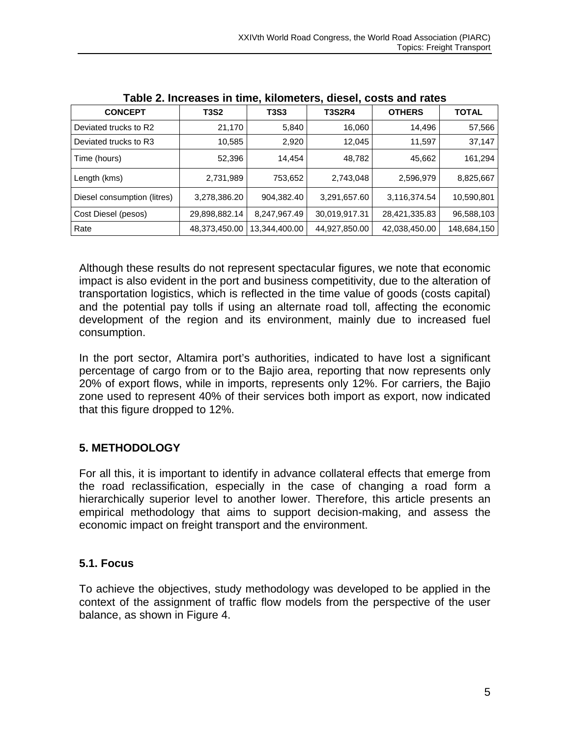**Table 2. Increases in time, kilometers, diesel, costs and rates**

| CONCEPT | T3S2 | T3S3 | T3S2R4 | OTHERS | TOTAL |
|---|---|---|---|---|---|
| Deviated trucks to R2 | 21,170 | 5,840 | 16,060 | 14,496 | 57,566 |
| Deviated trucks to R3 | 10,585 | 2,920 | 12,045 | 11,597 | 37,147 |
| Time (hours) | 52,396 | 14,454 | 48,782 | 45,662 | 161,294 |
| Length (kms) | 2,731,989 | 753,652 | 2,743,048 | 2,596,979 | 8,825,667 |
| Diesel consumption (litres) | 3,278,386.20 | 904,382.40 | 3,291,657.60 | 3,116,374.54 | 10,590,801 |
| Cost Diesel (pesos) | 29,898,882.14 | 8,247,967.49 | 30,019,917.31 | 28,421,335.83 | 96,588,103 |
| Rate | 48,373,450.00 | 13,344,400.00 | 44,927,850.00 | 42,038,450.00 | 148,684,150 |

Although these results do not represent spectacular figures, we note that economic impact is also evident in the port and business competitivity, due to the alteration of transportation logistics, which is reflected in the time value of goods (costs capital) and the potential pay tolls if using an alternate road toll, affecting the economic development of the region and its environment, mainly due to increased fuel consumption.

In the port sector, Altamira port's authorities, indicated to have lost a significant percentage of cargo from or to the Bajio area, reporting that now represents only 20% of export flows, while in imports, represents only 12%. For carriers, the Bajio zone used to represent 40% of their services both import as export, now indicated that this figure dropped to 12%.

## 5. METHODOLOGY

For all this, it is important to identify in advance collateral effects that emerge from the road reclassification, especially in the case of changing a road form a hierarchically superior level to another lower. Therefore, this article presents an empirical methodology that aims to support decision-making, and assess the economic impact on freight transport and the environment.

### 5.1. Focus

To achieve the objectives, study methodology was developed to be applied in the context of the assignment of traffic flow models from the perspective of the user balance, as shown in Figure 4.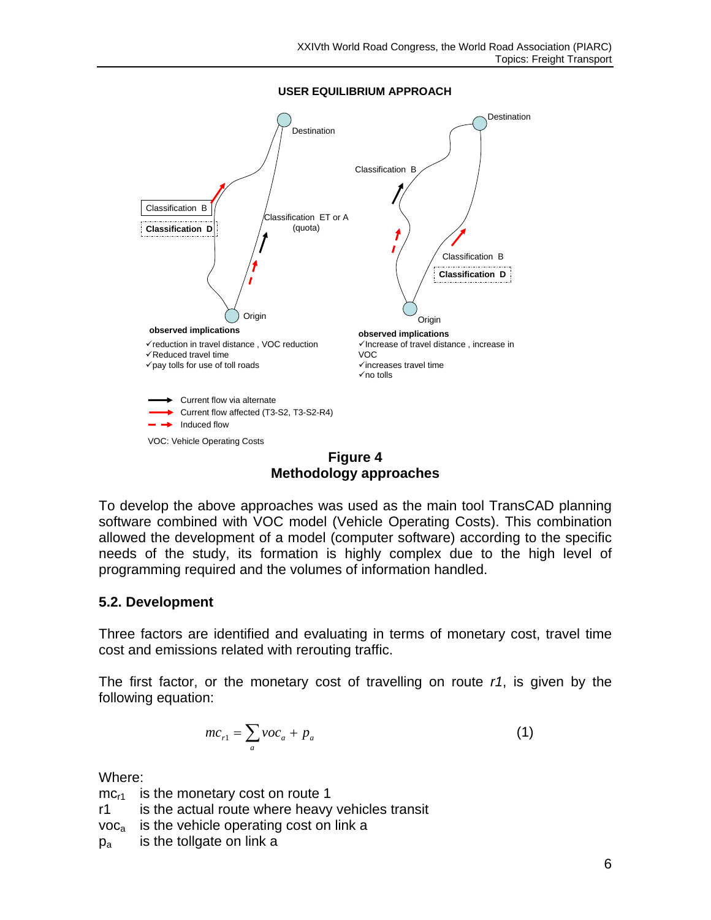**USER EQUILIBRIUM APPROACH**

Destination

Classification B

**Classification D**

Classification ET or A (quota)

Origin

**observed implications**

✓reduction in travel distance , VOC reduction
✓Reduced travel time
✓pay tolls for use of toll roads

Destination

Classification B

Classification B

**Classification D**

Origin

**observed implications**

✓Increase of travel distance , increase in VOC
✓increases travel time
✓no tolls

Current flow via alternate

Current flow affected (T3-S2, T3-S2-R4)

Induced flow

VOC: Vehicle Operating Costs

**Figure 4**
**Methodology approaches**

To develop the above approaches was used as the main tool TransCAD planning software combined with VOC model (Vehicle Operating Costs). This combination allowed the development of a model (computer software) according to the specific needs of the study, its formation is highly complex due to the high level of programming required and the volumes of information handled.

### 5.2. Development

Three factors are identified and evaluating in terms of monetary cost, travel time cost and emissions related with rerouting traffic.

The first factor, or the monetary cost of travelling on route *r1*, is given by the following equation:

$$mc_{r1} = \sum_{a} voc_a + p_a \qquad (1)$$

Where:

$mc_{r1}$ is the monetary cost on route 1
r1 is the actual route where heavy vehicles transit
$voc_a$ is the vehicle operating cost on link a
$p_a$ is the tollgate on link a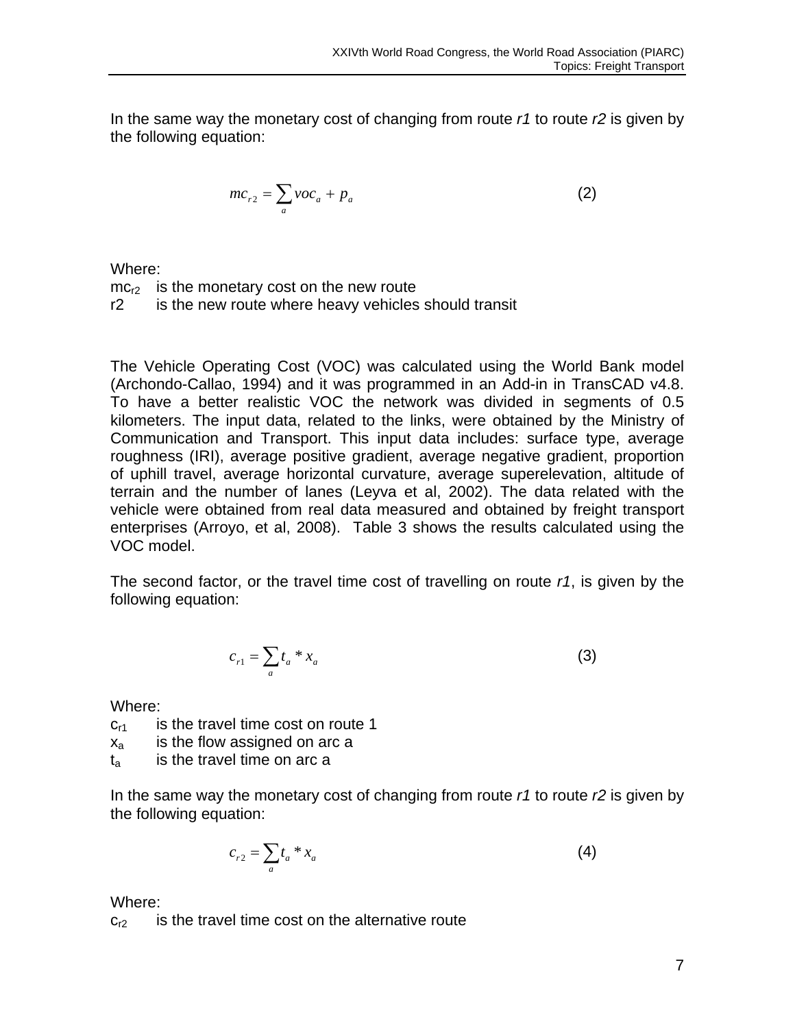In the same way the monetary cost of changing from route *r1* to route *r2* is given by the following equation:

$$mc_{r2} = \sum_{a} voc_a + p_a \qquad (2)$$

Where:

$mc_{r2}$ is the monetary cost on the new route

r2 is the new route where heavy vehicles should transit

The Vehicle Operating Cost (VOC) was calculated using the World Bank model (Archondo-Callao, 1994) and it was programmed in an Add-in in TransCAD v4.8. To have a better realistic VOC the network was divided in segments of 0.5 kilometers. The input data, related to the links, were obtained by the Ministry of Communication and Transport. This input data includes: surface type, average roughness (IRI), average positive gradient, average negative gradient, proportion of uphill travel, average horizontal curvature, average superelevation, altitude of terrain and the number of lanes (Leyva et al, 2002). The data related with the vehicle were obtained from real data measured and obtained by freight transport enterprises (Arroyo, et al, 2008). Table 3 shows the results calculated using the VOC model.

The second factor, or the travel time cost of travelling on route *r1*, is given by the following equation:

$$c_{r1} = \sum_{a} t_a * x_a \qquad (3)$$

Where:

$c_{r1}$ is the travel time cost on route 1

$x_a$ is the flow assigned on arc a

$t_a$ is the travel time on arc a

In the same way the monetary cost of changing from route *r1* to route *r2* is given by the following equation:

$$c_{r2} = \sum_{a} t_a * x_a \qquad (4)$$

Where:

$c_{r2}$ is the travel time cost on the alternative route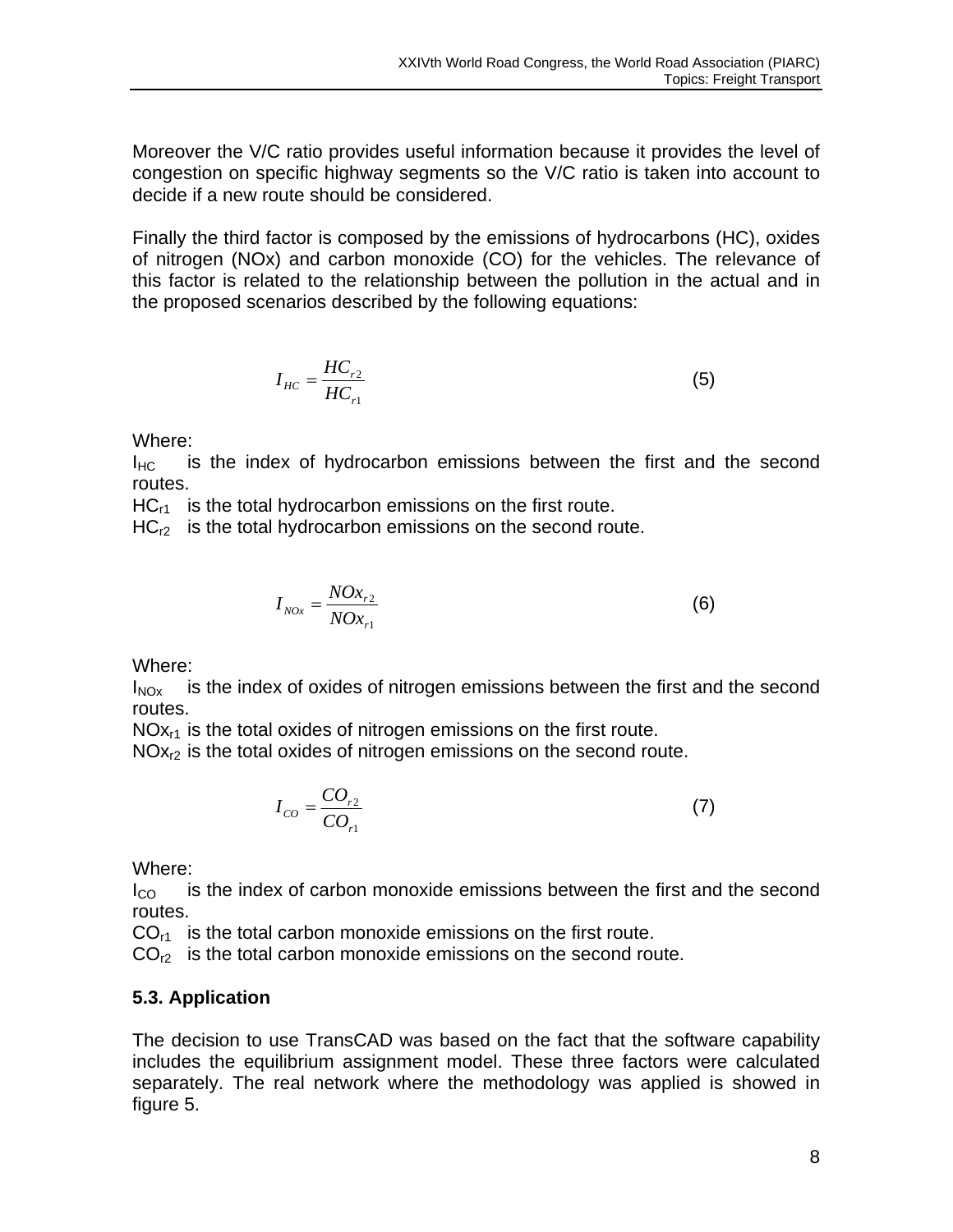Moreover the V/C ratio provides useful information because it provides the level of congestion on specific highway segments so the V/C ratio is taken into account to decide if a new route should be considered.

Finally the third factor is composed by the emissions of hydrocarbons (HC), oxides of nitrogen (NOx) and carbon monoxide (CO) for the vehicles. The relevance of this factor is related to the relationship between the pollution in the actual and in the proposed scenarios described by the following equations:

$$I_{HC} = \frac{HC_{r2}}{HC_{r1}} \tag{5}$$

Where:

$I_{HC}$ is the index of hydrocarbon emissions between the first and the second routes.

$HC_{r1}$ is the total hydrocarbon emissions on the first route.

$HC_{r2}$ is the total hydrocarbon emissions on the second route.

$$I_{NOx} = \frac{NOx_{r2}}{NOx_{r1}} \tag{6}$$

Where:

$I_{NOx}$ is the index of oxides of nitrogen emissions between the first and the second routes.

$NOx_{r1}$ is the total oxides of nitrogen emissions on the first route.

$NOx_{r2}$ is the total oxides of nitrogen emissions on the second route.

$$I_{CO} = \frac{CO_{r2}}{CO_{r1}} \tag{7}$$

Where:

$I_{CO}$ is the index of carbon monoxide emissions between the first and the second routes.

$CO_{r1}$ is the total carbon monoxide emissions on the first route.

$CO_{r2}$ is the total carbon monoxide emissions on the second route.

### 5.3. Application

The decision to use TransCAD was based on the fact that the software capability includes the equilibrium assignment model. These three factors were calculated separately. The real network where the methodology was applied is showed in figure 5.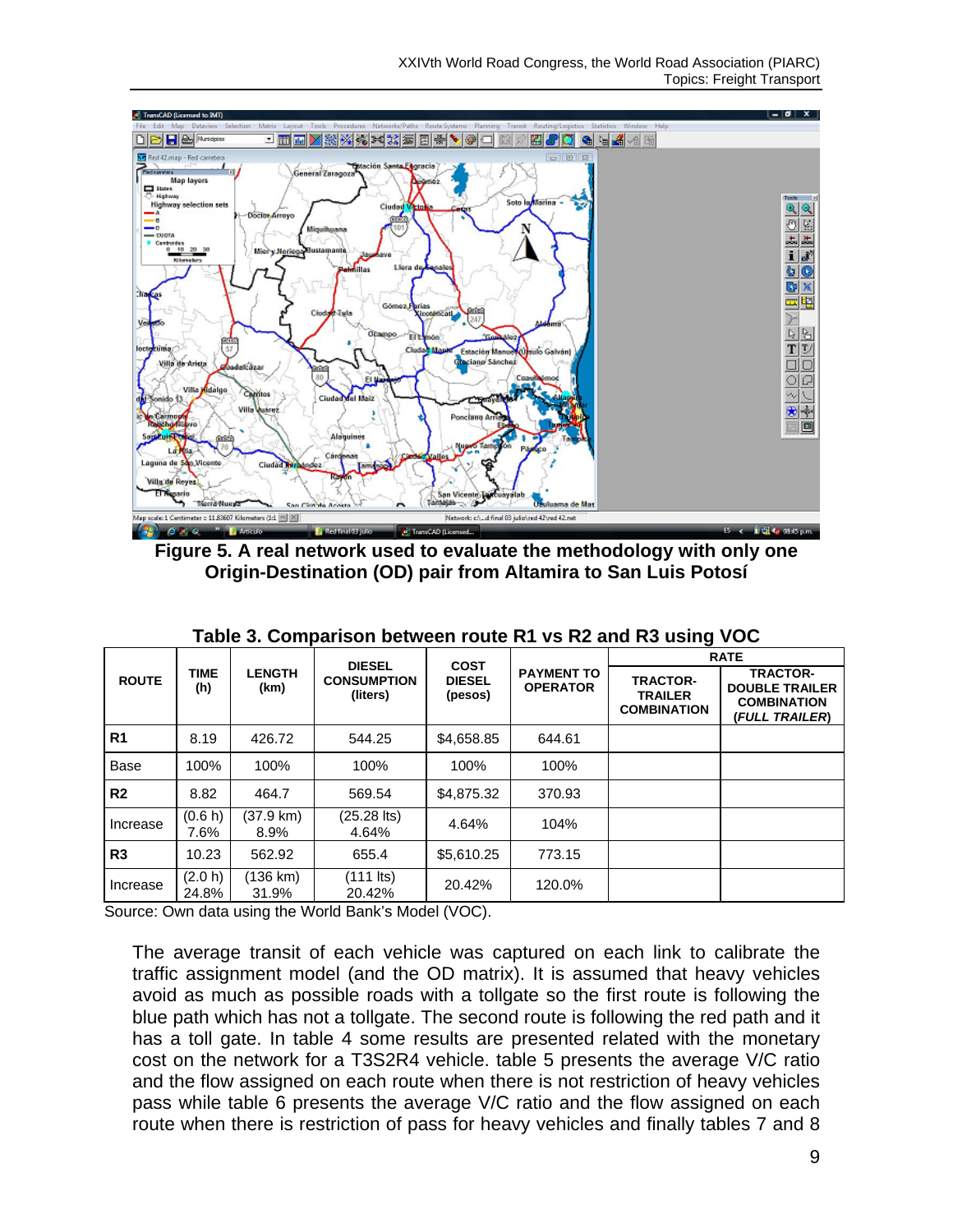**Figure 5. A real network used to evaluate the methodology with only one Origin-Destination (OD) pair from Altamira to San Luis Potosí**

**Table 3. Comparison between route R1 vs R2 and R3 using VOC**

| ROUTE | TIME (h) | LENGTH (km) | DIESEL CONSUMPTION (liters) | COST DIESEL (pesos) | PAYMENT TO OPERATOR | RATE | |
|---|---|---|---|---|---|---|---|
| | | | | | | TRACTOR-TRAILER COMBINATION | TRACTOR-DOUBLE TRAILER COMBINATION (*FULL TRAILER*) |
| **R1** | 8.19 | 426.72 | 544.25 | $4,658.85 | 644.61 | | |
| Base | 100% | 100% | 100% | 100% | 100% | | |
| **R2** | 8.82 | 464.7 | 569.54 | $4,875.32 | 370.93 | | |
| Increase | (0.6 h) 7.6% | (37.9 km) 8.9% | (25.28 lts) 4.64% | 4.64% | 104% | | |
| **R3** | 10.23 | 562.92 | 655.4 | $5,610.25 | 773.15 | | |
| Increase | (2.0 h) 24.8% | (136 km) 31.9% | (111 lts) 20.42% | 20.42% | 120.0% | | |

Source: Own data using the World Bank's Model (VOC).

The average transit of each vehicle was captured on each link to calibrate the traffic assignment model (and the OD matrix). It is assumed that heavy vehicles avoid as much as possible roads with a tollgate so the first route is following the blue path which has not a tollgate. The second route is following the red path and it has a toll gate. In table 4 some results are presented related with the monetary cost on the network for a T3S2R4 vehicle. table 5 presents the average V/C ratio and the flow assigned on each route when there is not restriction of heavy vehicles pass while table 6 presents the average V/C ratio and the flow assigned on each route when there is restriction of pass for heavy vehicles and finally tables 7 and 8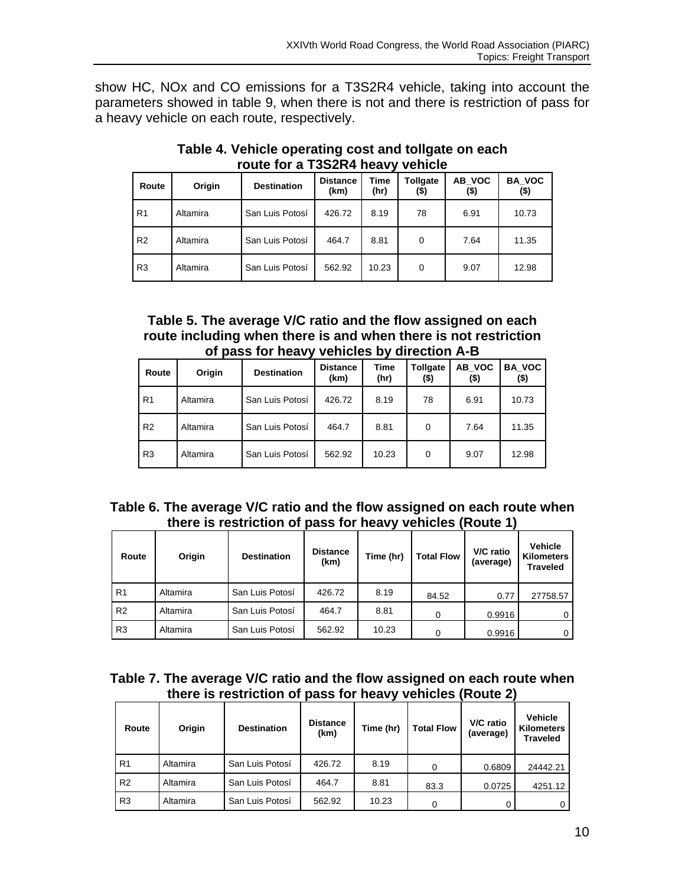show HC, NOx and CO emissions for a T3S2R4 vehicle, taking into account the parameters showed in table 9, when there is not and there is restriction of pass for a heavy vehicle on each route, respectively.

**Table 4. Vehicle operating cost and tollgate on each route for a T3S2R4 heavy vehicle**

| Route | Origin | Destination | Distance (km) | Time (hr) | Tollgate ($) | AB_VOC ($) | BA_VOC ($) |
|---|---|---|---|---|---|---|---|
| R1 | Altamira | San Luis Potosí | 426.72 | 8.19 | 78 | 6.91 | 10.73 |
| R2 | Altamira | San Luis Potosí | 464.7 | 8.81 | 0 | 7.64 | 11.35 |
| R3 | Altamira | San Luis Potosí | 562.92 | 10.23 | 0 | 9.07 | 12.98 |

**Table 5. The average V/C ratio and the flow assigned on each route including when there is and when there is not restriction of pass for heavy vehicles by direction A-B**

| Route | Origin | Destination | Distance (km) | Time (hr) | Tollgate ($) | AB_VOC ($) | BA_VOC ($) |
|---|---|---|---|---|---|---|---|
| R1 | Altamira | San Luis Potosí | 426.72 | 8.19 | 78 | 6.91 | 10.73 |
| R2 | Altamira | San Luis Potosí | 464.7 | 8.81 | 0 | 7.64 | 11.35 |
| R3 | Altamira | San Luis Potosí | 562.92 | 10.23 | 0 | 9.07 | 12.98 |

**Table 6. The average V/C ratio and the flow assigned on each route when there is restriction of pass for heavy vehicles (Route 1)**

| Route | Origin | Destination | Distance (km) | Time (hr) | Total Flow | V/C ratio (average) | Vehicle Kilometers Traveled |
|---|---|---|---|---|---|---|---|
| R1 | Altamira | San Luis Potosí | 426.72 | 8.19 | 84.52 | 0.77 | 27758.57 |
| R2 | Altamira | San Luis Potosí | 464.7 | 8.81 | 0 | 0.9916 | 0 |
| R3 | Altamira | San Luis Potosí | 562.92 | 10.23 | 0 | 0.9916 | 0 |

**Table 7. The average V/C ratio and the flow assigned on each route when there is restriction of pass for heavy vehicles (Route 2)**

| Route | Origin | Destination | Distance (km) | Time (hr) | Total Flow | V/C ratio (average) | Vehicle Kilometers Traveled |
|---|---|---|---|---|---|---|---|
| R1 | Altamira | San Luis Potosí | 426.72 | 8.19 | 0 | 0.6809 | 24442.21 |
| R2 | Altamira | San Luis Potosí | 464.7 | 8.81 | 83.3 | 0.0725 | 4251.12 |
| R3 | Altamira | San Luis Potosí | 562.92 | 10.23 | 0 | 0 | 0 |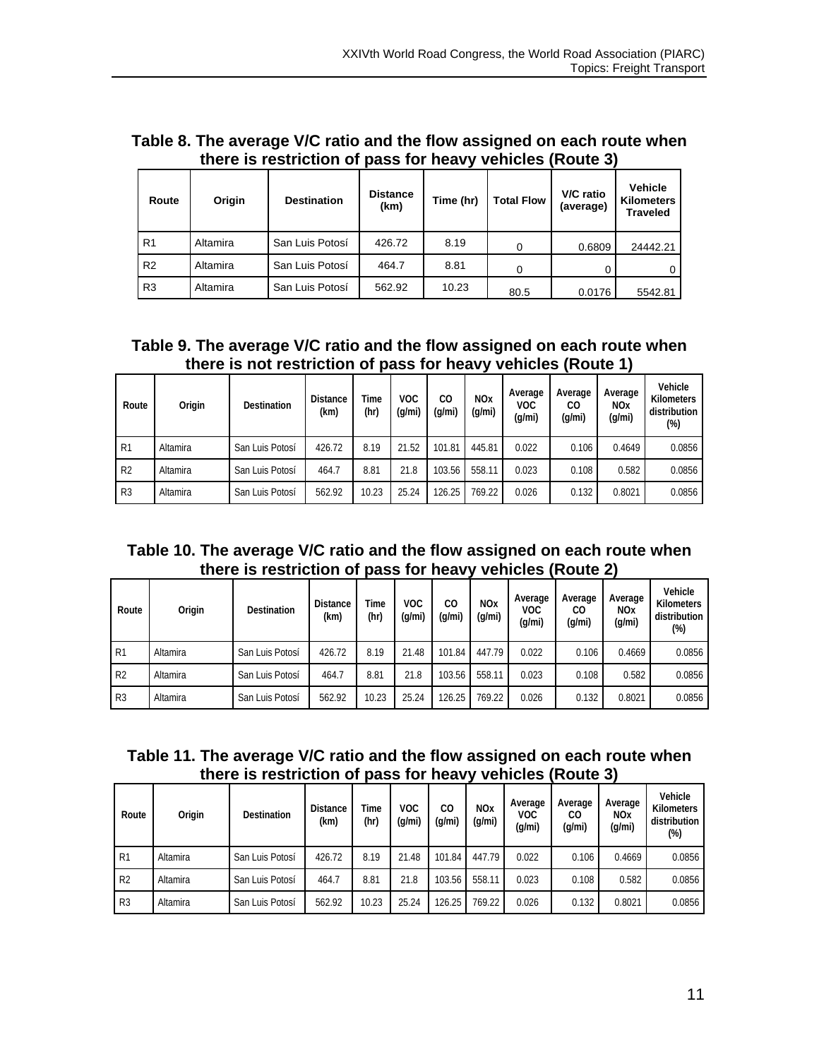**Table 8. The average V/C ratio and the flow assigned on each route when there is restriction of pass for heavy vehicles (Route 3)**

| Route | Origin | Destination | Distance (km) | Time (hr) | Total Flow | V/C ratio (average) | Vehicle Kilometers Traveled |
|---|---|---|---|---|---|---|---|
| R1 | Altamira | San Luis Potosí | 426.72 | 8.19 | 0 | 0.6809 | 24442.21 |
| R2 | Altamira | San Luis Potosí | 464.7 | 8.81 | 0 | 0 | 0 |
| R3 | Altamira | San Luis Potosí | 562.92 | 10.23 | 80.5 | 0.0176 | 5542.81 |

**Table 9. The average V/C ratio and the flow assigned on each route when there is not restriction of pass for heavy vehicles (Route 1)**

| Route | Origin | Destination | Distance (km) | Time (hr) | VOC (g/mi) | CO (g/mi) | NOx (g/mi) | Average VOC (g/mi) | Average CO (g/mi) | Average NOx (g/mi) | Vehicle Kilometers distribution (%) |
|---|---|---|---|---|---|---|---|---|---|---|---|
| R1 | Altamira | San Luis Potosí | 426.72 | 8.19 | 21.52 | 101.81 | 445.81 | 0.022 | 0.106 | 0.4649 | 0.0856 |
| R2 | Altamira | San Luis Potosí | 464.7 | 8.81 | 21.8 | 103.56 | 558.11 | 0.023 | 0.108 | 0.582 | 0.0856 |
| R3 | Altamira | San Luis Potosí | 562.92 | 10.23 | 25.24 | 126.25 | 769.22 | 0.026 | 0.132 | 0.8021 | 0.0856 |

**Table 10. The average V/C ratio and the flow assigned on each route when there is restriction of pass for heavy vehicles (Route 2)**

| Route | Origin | Destination | Distance (km) | Time (hr) | VOC (g/mi) | CO (g/mi) | NOx (g/mi) | Average VOC (g/mi) | Average CO (g/mi) | Average NOx (g/mi) | Vehicle Kilometers distribution (%) |
|---|---|---|---|---|---|---|---|---|---|---|---|
| R1 | Altamira | San Luis Potosí | 426.72 | 8.19 | 21.48 | 101.84 | 447.79 | 0.022 | 0.106 | 0.4669 | 0.0856 |
| R2 | Altamira | San Luis Potosí | 464.7 | 8.81 | 21.8 | 103.56 | 558.11 | 0.023 | 0.108 | 0.582 | 0.0856 |
| R3 | Altamira | San Luis Potosí | 562.92 | 10.23 | 25.24 | 126.25 | 769.22 | 0.026 | 0.132 | 0.8021 | 0.0856 |

**Table 11. The average V/C ratio and the flow assigned on each route when there is restriction of pass for heavy vehicles (Route 3)**

| Route | Origin | Destination | Distance (km) | Time (hr) | VOC (g/mi) | CO (g/mi) | NOx (g/mi) | Average VOC (g/mi) | Average CO (g/mi) | Average NOx (g/mi) | Vehicle Kilometers distribution (%) |
|---|---|---|---|---|---|---|---|---|---|---|---|
| R1 | Altamira | San Luis Potosí | 426.72 | 8.19 | 21.48 | 101.84 | 447.79 | 0.022 | 0.106 | 0.4669 | 0.0856 |
| R2 | Altamira | San Luis Potosí | 464.7 | 8.81 | 21.8 | 103.56 | 558.11 | 0.023 | 0.108 | 0.582 | 0.0856 |
| R3 | Altamira | San Luis Potosí | 562.92 | 10.23 | 25.24 | 126.25 | 769.22 | 0.026 | 0.132 | 0.8021 | 0.0856 |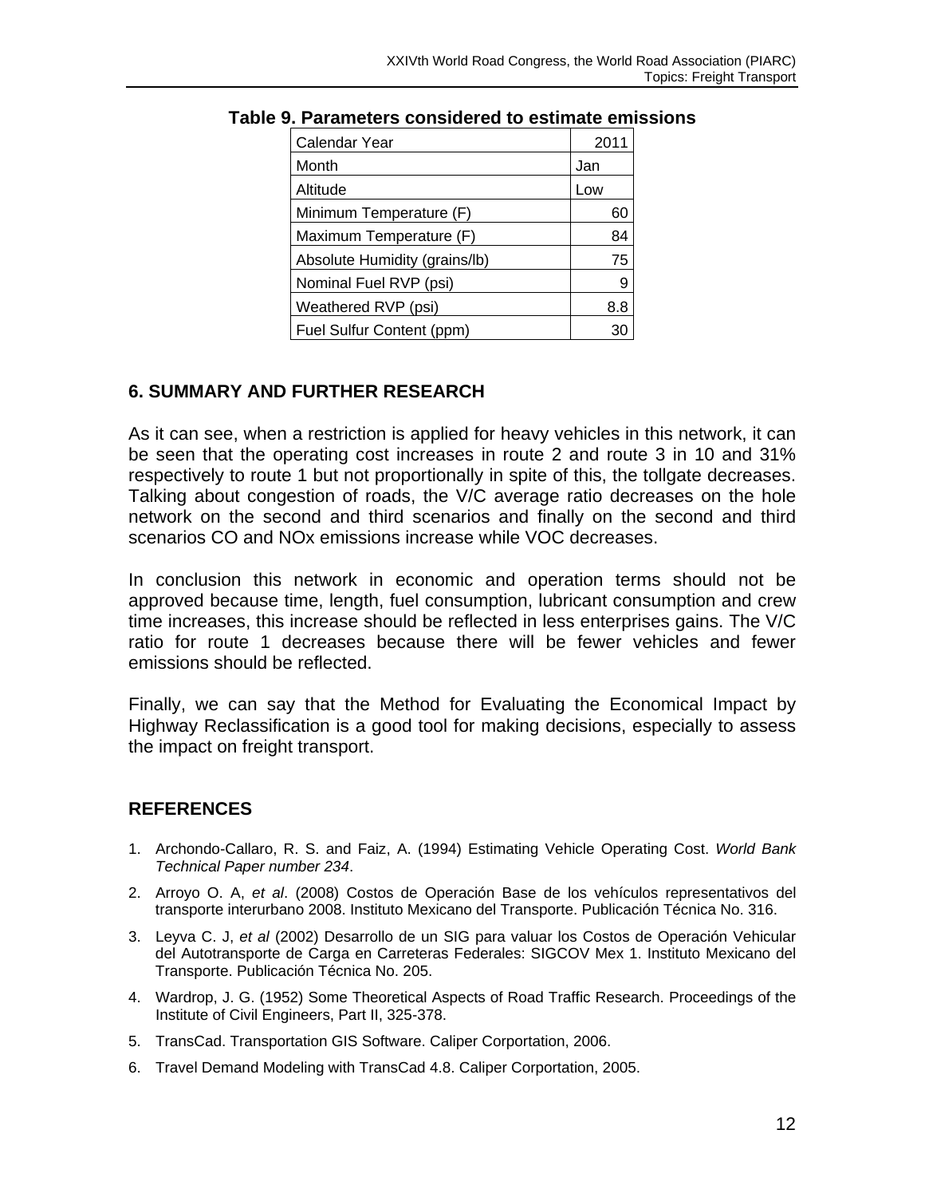**Table 9. Parameters considered to estimate emissions**

| | |
|---|---|
| Calendar Year | 2011 |
| Month | Jan |
| Altitude | Low |
| Minimum Temperature (F) | 60 |
| Maximum Temperature (F) | 84 |
| Absolute Humidity (grains/lb) | 75 |
| Nominal Fuel RVP (psi) | 9 |
| Weathered RVP (psi) | 8.8 |
| Fuel Sulfur Content (ppm) | 30 |

## 6. SUMMARY AND FURTHER RESEARCH

As it can see, when a restriction is applied for heavy vehicles in this network, it can be seen that the operating cost increases in route 2 and route 3 in 10 and 31% respectively to route 1 but not proportionally in spite of this, the tollgate decreases. Talking about congestion of roads, the V/C average ratio decreases on the hole network on the second and third scenarios and finally on the second and third scenarios CO and NOx emissions increase while VOC decreases.

In conclusion this network in economic and operation terms should not be approved because time, length, fuel consumption, lubricant consumption and crew time increases, this increase should be reflected in less enterprises gains. The V/C ratio for route 1 decreases because there will be fewer vehicles and fewer emissions should be reflected.

Finally, we can say that the Method for Evaluating the Economical Impact by Highway Reclassification is a good tool for making decisions, especially to assess the impact on freight transport.

## REFERENCES

1. Archondo-Callaro, R. S. and Faiz, A. (1994) Estimating Vehicle Operating Cost. *World Bank Technical Paper number 234*.
2. Arroyo O. A, *et al*. (2008) Costos de Operación Base de los vehículos representativos del transporte interurbano 2008. Instituto Mexicano del Transporte. Publicación Técnica No. 316.
3. Leyva C. J, *et al* (2002) Desarrollo de un SIG para valuar los Costos de Operación Vehicular del Autotransporte de Carga en Carreteras Federales: SIGCOV Mex 1. Instituto Mexicano del Transporte. Publicación Técnica No. 205.
4. Wardrop, J. G. (1952) Some Theoretical Aspects of Road Traffic Research. Proceedings of the Institute of Civil Engineers, Part II, 325-378.
5. TransCad. Transportation GIS Software. Caliper Corportation, 2006.
6. Travel Demand Modeling with TransCad 4.8. Caliper Corportation, 2005.